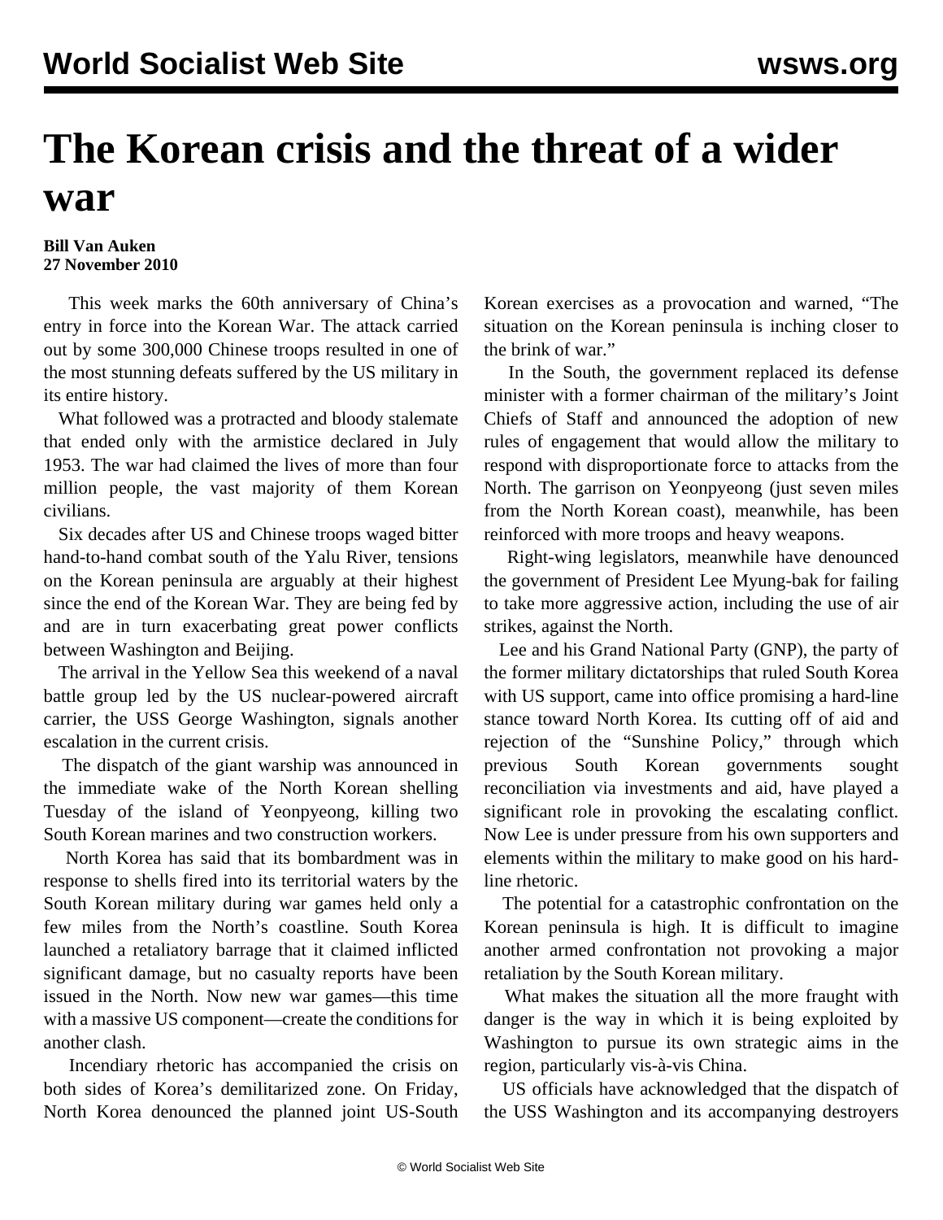# The Korean crisis and the threat of a wider war

**Bill Van Auken**
**27 November 2010**

This week marks the 60th anniversary of China's entry in force into the Korean War. The attack carried out by some 300,000 Chinese troops resulted in one of the most stunning defeats suffered by the US military in its entire history.

What followed was a protracted and bloody stalemate that ended only with the armistice declared in July 1953. The war had claimed the lives of more than four million people, the vast majority of them Korean civilians.

Six decades after US and Chinese troops waged bitter hand-to-hand combat south of the Yalu River, tensions on the Korean peninsula are arguably at their highest since the end of the Korean War. They are being fed by and are in turn exacerbating great power conflicts between Washington and Beijing.

The arrival in the Yellow Sea this weekend of a naval battle group led by the US nuclear-powered aircraft carrier, the USS George Washington, signals another escalation in the current crisis.

The dispatch of the giant warship was announced in the immediate wake of the North Korean shelling Tuesday of the island of Yeonpyeong, killing two South Korean marines and two construction workers.

North Korea has said that its bombardment was in response to shells fired into its territorial waters by the South Korean military during war games held only a few miles from the North's coastline. South Korea launched a retaliatory barrage that it claimed inflicted significant damage, but no casualty reports have been issued in the North. Now new war games—this time with a massive US component—create the conditions for another clash.

Incendiary rhetoric has accompanied the crisis on both sides of Korea's demilitarized zone. On Friday, North Korea denounced the planned joint US-South Korean exercises as a provocation and warned, "The situation on the Korean peninsula is inching closer to the brink of war."

In the South, the government replaced its defense minister with a former chairman of the military's Joint Chiefs of Staff and announced the adoption of new rules of engagement that would allow the military to respond with disproportionate force to attacks from the North. The garrison on Yeonpyeong (just seven miles from the North Korean coast), meanwhile, has been reinforced with more troops and heavy weapons.

Right-wing legislators, meanwhile have denounced the government of President Lee Myung-bak for failing to take more aggressive action, including the use of air strikes, against the North.

Lee and his Grand National Party (GNP), the party of the former military dictatorships that ruled South Korea with US support, came into office promising a hard-line stance toward North Korea. Its cutting off of aid and rejection of the "Sunshine Policy," through which previous South Korean governments sought reconciliation via investments and aid, have played a significant role in provoking the escalating conflict. Now Lee is under pressure from his own supporters and elements within the military to make good on his hard-line rhetoric.

The potential for a catastrophic confrontation on the Korean peninsula is high. It is difficult to imagine another armed confrontation not provoking a major retaliation by the South Korean military.

What makes the situation all the more fraught with danger is the way in which it is being exploited by Washington to pursue its own strategic aims in the region, particularly vis-à-vis China.

US officials have acknowledged that the dispatch of the USS Washington and its accompanying destroyers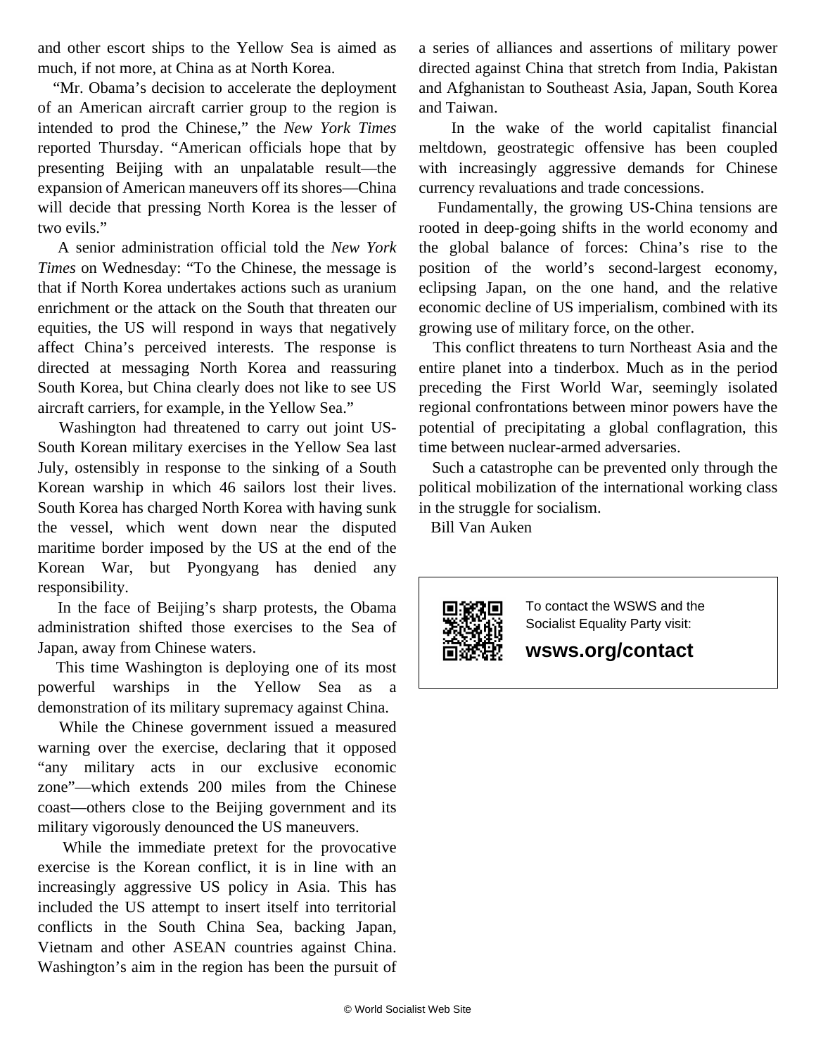and other escort ships to the Yellow Sea is aimed as much, if not more, at China as at North Korea.

"Mr. Obama's decision to accelerate the deployment of an American aircraft carrier group to the region is intended to prod the Chinese," the *New York Times* reported Thursday. "American officials hope that by presenting Beijing with an unpalatable result—the expansion of American maneuvers off its shores—China will decide that pressing North Korea is the lesser of two evils."

A senior administration official told the *New York Times* on Wednesday: "To the Chinese, the message is that if North Korea undertakes actions such as uranium enrichment or the attack on the South that threaten our equities, the US will respond in ways that negatively affect China's perceived interests. The response is directed at messaging North Korea and reassuring South Korea, but China clearly does not like to see US aircraft carriers, for example, in the Yellow Sea."

Washington had threatened to carry out joint US-South Korean military exercises in the Yellow Sea last July, ostensibly in response to the sinking of a South Korean warship in which 46 sailors lost their lives. South Korea has charged North Korea with having sunk the vessel, which went down near the disputed maritime border imposed by the US at the end of the Korean War, but Pyongyang has denied any responsibility.

In the face of Beijing's sharp protests, the Obama administration shifted those exercises to the Sea of Japan, away from Chinese waters.

This time Washington is deploying one of its most powerful warships in the Yellow Sea as a demonstration of its military supremacy against China.

While the Chinese government issued a measured warning over the exercise, declaring that it opposed "any military acts in our exclusive economic zone"—which extends 200 miles from the Chinese coast—others close to the Beijing government and its military vigorously denounced the US maneuvers.

While the immediate pretext for the provocative exercise is the Korean conflict, it is in line with an increasingly aggressive US policy in Asia. This has included the US attempt to insert itself into territorial conflicts in the South China Sea, backing Japan, Vietnam and other ASEAN countries against China. Washington's aim in the region has been the pursuit of a series of alliances and assertions of military power directed against China that stretch from India, Pakistan and Afghanistan to Southeast Asia, Japan, South Korea and Taiwan.

In the wake of the world capitalist financial meltdown, geostrategic offensive has been coupled with increasingly aggressive demands for Chinese currency revaluations and trade concessions.

Fundamentally, the growing US-China tensions are rooted in deep-going shifts in the world economy and the global balance of forces: China's rise to the position of the world's second-largest economy, eclipsing Japan, on the one hand, and the relative economic decline of US imperialism, combined with its growing use of military force, on the other.

This conflict threatens to turn Northeast Asia and the entire planet into a tinderbox. Much as in the period preceding the First World War, seemingly isolated regional confrontations between minor powers have the potential of precipitating a global conflagration, this time between nuclear-armed adversaries.

Such a catastrophe can be prevented only through the political mobilization of the international working class in the struggle for socialism.

Bill Van Auken

To contact the WSWS and the Socialist Equality Party visit:

**wsws.org/contact**